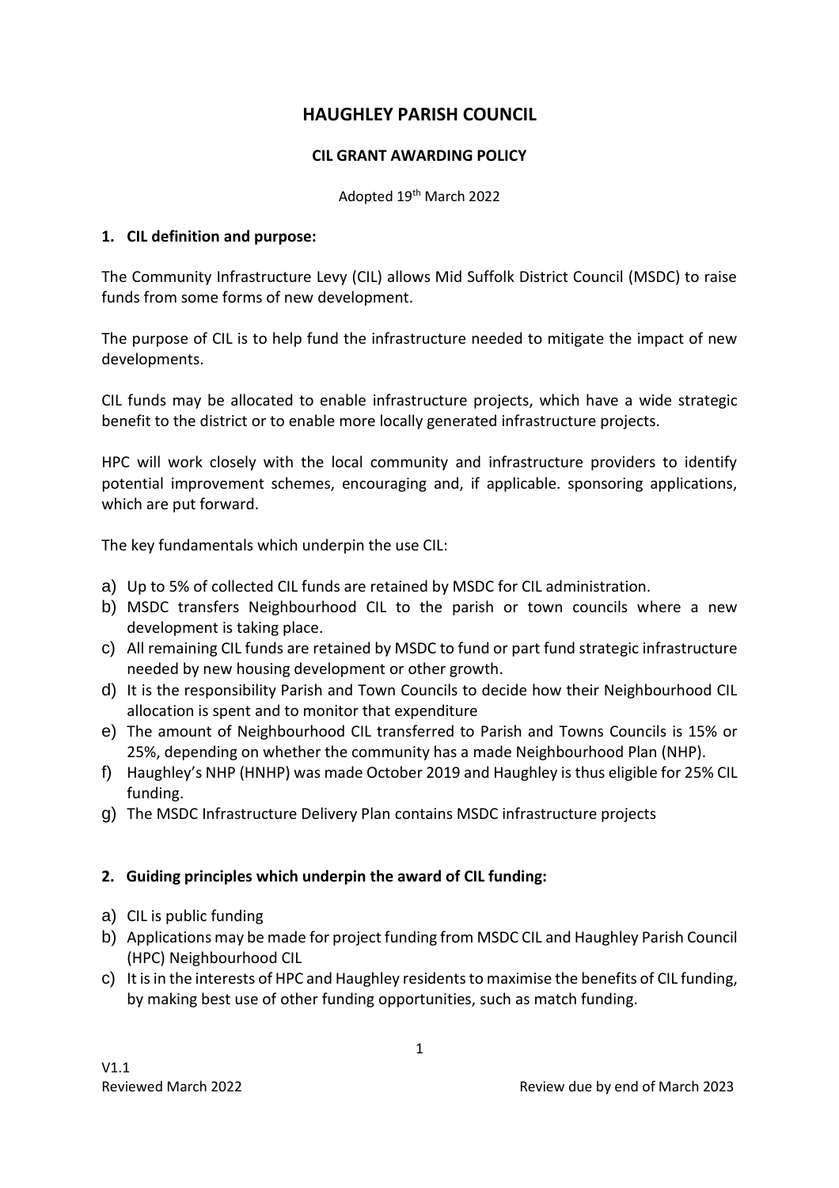# HAUGHLEY PARISH COUNCIL

## CIL GRANT AWARDING POLICY

Adopted 19th March 2022

### 1. CIL definition and purpose:

The Community Infrastructure Levy (CIL) allows Mid Suffolk District Council (MSDC) to raise funds from some forms of new development.

The purpose of CIL is to help fund the infrastructure needed to mitigate the impact of new developments.

CIL funds may be allocated to enable infrastructure projects, which have a wide strategic benefit to the district or to enable more locally generated infrastructure projects.

HPC will work closely with the local community and infrastructure providers to identify potential improvement schemes, encouraging and, if applicable. sponsoring applications, which are put forward.

The key fundamentals which underpin the use CIL:

a) Up to 5% of collected CIL funds are retained by MSDC for CIL administration.
b) MSDC transfers Neighbourhood CIL to the parish or town councils where a new development is taking place.
c) All remaining CIL funds are retained by MSDC to fund or part fund strategic infrastructure needed by new housing development or other growth.
d) It is the responsibility Parish and Town Councils to decide how their Neighbourhood CIL allocation is spent and to monitor that expenditure
e) The amount of Neighbourhood CIL transferred to Parish and Towns Councils is 15% or 25%, depending on whether the community has a made Neighbourhood Plan (NHP).
f) Haughley's NHP (HNHP) was made October 2019 and Haughley is thus eligible for 25% CIL funding.
g) The MSDC Infrastructure Delivery Plan contains MSDC infrastructure projects

### 2. Guiding principles which underpin the award of CIL funding:

a) CIL is public funding
b) Applications may be made for project funding from MSDC CIL and Haughley Parish Council (HPC) Neighbourhood CIL
c) It is in the interests of HPC and Haughley residents to maximise the benefits of CIL funding, by making best use of other funding opportunities, such as match funding.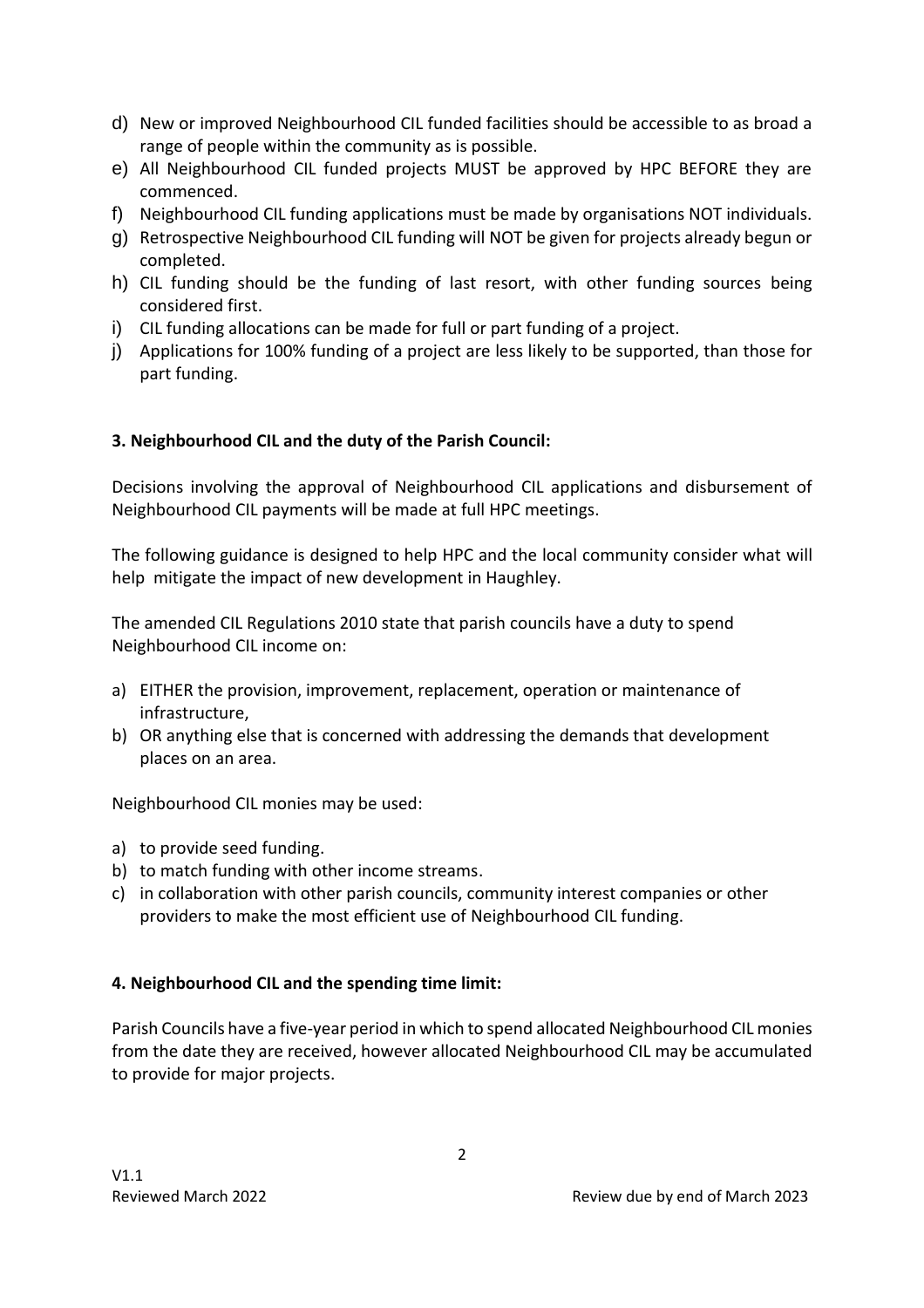d) New or improved Neighbourhood CIL funded facilities should be accessible to as broad a range of people within the community as is possible.
e) All Neighbourhood CIL funded projects MUST be approved by HPC BEFORE they are commenced.
f) Neighbourhood CIL funding applications must be made by organisations NOT individuals.
g) Retrospective Neighbourhood CIL funding will NOT be given for projects already begun or completed.
h) CIL funding should be the funding of last resort, with other funding sources being considered first.
i) CIL funding allocations can be made for full or part funding of a project.
j) Applications for 100% funding of a project are less likely to be supported, than those for part funding.

**3. Neighbourhood CIL and the duty of the Parish Council:**

Decisions involving the approval of Neighbourhood CIL applications and disbursement of Neighbourhood CIL payments will be made at full HPC meetings.

The following guidance is designed to help HPC and the local community consider what will help mitigate the impact of new development in Haughley.

The amended CIL Regulations 2010 state that parish councils have a duty to spend Neighbourhood CIL income on:

a) EITHER the provision, improvement, replacement, operation or maintenance of infrastructure,
b) OR anything else that is concerned with addressing the demands that development places on an area.

Neighbourhood CIL monies may be used:

a) to provide seed funding.
b) to match funding with other income streams.
c) in collaboration with other parish councils, community interest companies or other providers to make the most efficient use of Neighbourhood CIL funding.

**4. Neighbourhood CIL and the spending time limit:**

Parish Councils have a five-year period in which to spend allocated Neighbourhood CIL monies from the date they are received, however allocated Neighbourhood CIL may be accumulated to provide for major projects.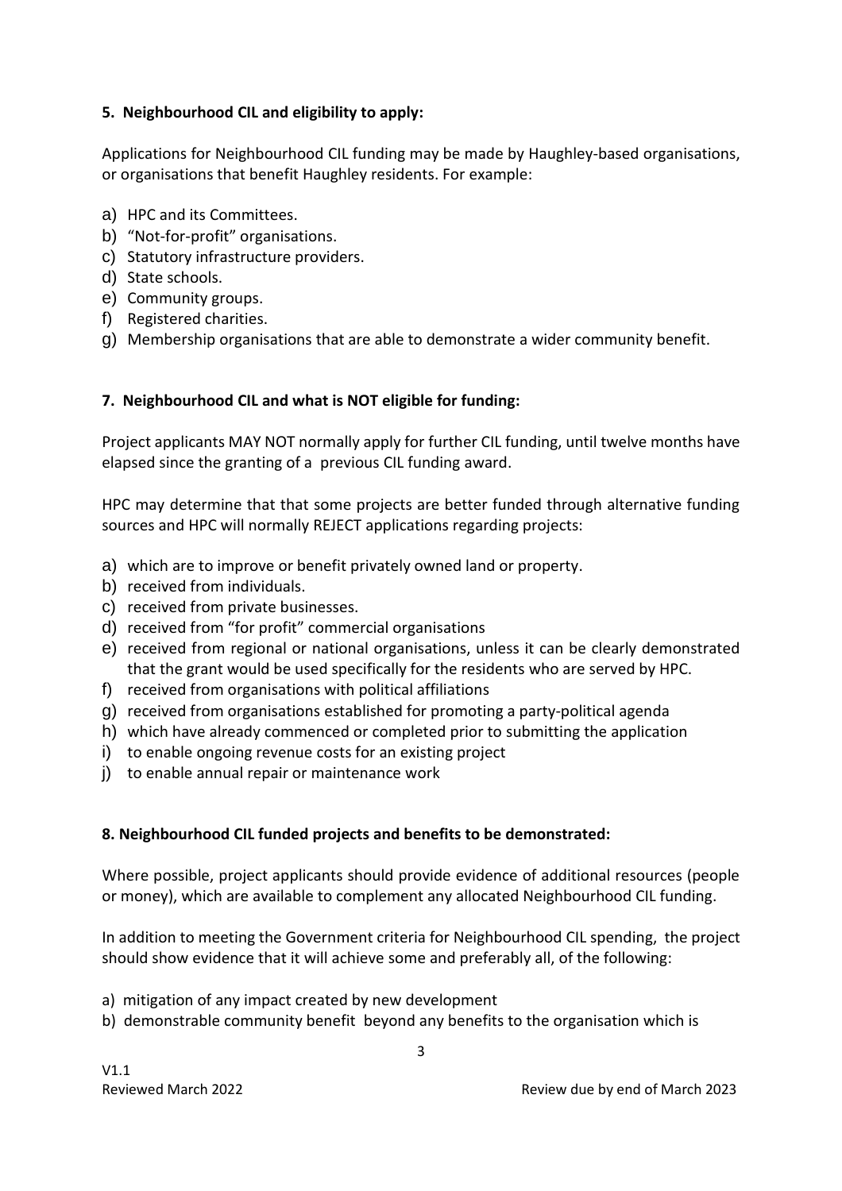**5. Neighbourhood CIL and eligibility to apply:**

Applications for Neighbourhood CIL funding may be made by Haughley-based organisations, or organisations that benefit Haughley residents. For example:

a) HPC and its Committees.
b) "Not-for-profit" organisations.
c) Statutory infrastructure providers.
d) State schools.
e) Community groups.
f) Registered charities.
g) Membership organisations that are able to demonstrate a wider community benefit.

**7. Neighbourhood CIL and what is NOT eligible for funding:**

Project applicants MAY NOT normally apply for further CIL funding, until twelve months have elapsed since the granting of a previous CIL funding award.

HPC may determine that that some projects are better funded through alternative funding sources and HPC will normally REJECT applications regarding projects:

a) which are to improve or benefit privately owned land or property.
b) received from individuals.
c) received from private businesses.
d) received from "for profit" commercial organisations
e) received from regional or national organisations, unless it can be clearly demonstrated that the grant would be used specifically for the residents who are served by HPC.
f) received from organisations with political affiliations
g) received from organisations established for promoting a party-political agenda
h) which have already commenced or completed prior to submitting the application
i) to enable ongoing revenue costs for an existing project
j) to enable annual repair or maintenance work

**8. Neighbourhood CIL funded projects and benefits to be demonstrated:**

Where possible, project applicants should provide evidence of additional resources (people or money), which are available to complement any allocated Neighbourhood CIL funding.

In addition to meeting the Government criteria for Neighbourhood CIL spending, the project should show evidence that it will achieve some and preferably all, of the following:

a) mitigation of any impact created by new development
b) demonstrable community benefit beyond any benefits to the organisation which is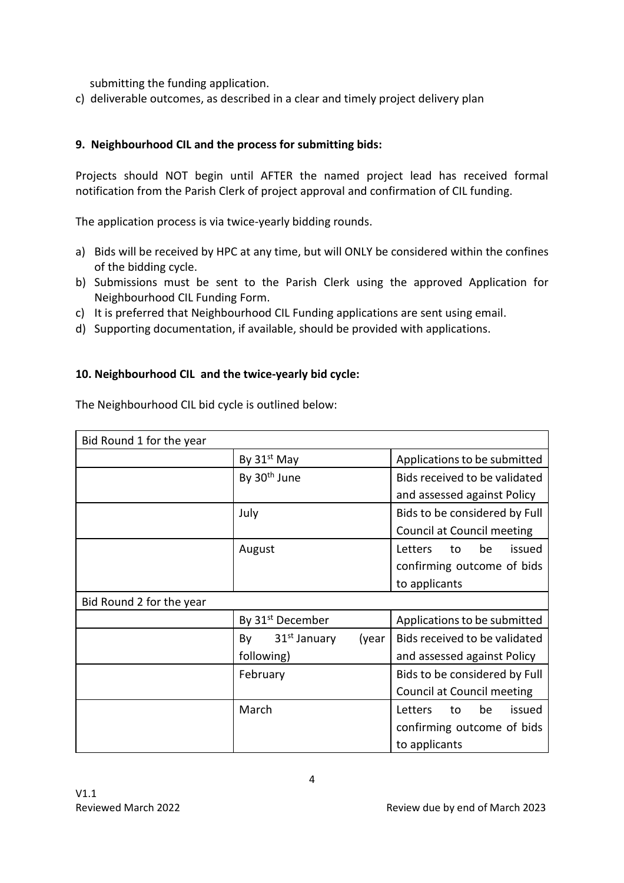submitting the funding application.

c) deliverable outcomes, as described in a clear and timely project delivery plan

**9. Neighbourhood CIL and the process for submitting bids:**

Projects should NOT begin until AFTER the named project lead has received formal notification from the Parish Clerk of project approval and confirmation of CIL funding.

The application process is via twice-yearly bidding rounds.

a) Bids will be received by HPC at any time, but will ONLY be considered within the confines of the bidding cycle.
b) Submissions must be sent to the Parish Clerk using the approved Application for Neighbourhood CIL Funding Form.
c) It is preferred that Neighbourhood CIL Funding applications are sent using email.
d) Supporting documentation, if available, should be provided with applications.

**10. Neighbourhood CIL and the twice-yearly bid cycle:**

The Neighbourhood CIL bid cycle is outlined below:

| Bid Round 1 for the year | | |
|---|---|---|
| | By 31st May | Applications to be submitted |
| | By 30th June | Bids received to be validated and assessed against Policy |
| | July | Bids to be considered by Full Council at Council meeting |
| | August | Letters to be issued confirming outcome of bids to applicants |
| Bid Round 2 for the year | | |
| | By 31st December | Applications to be submitted |
| | By 31st January (year following) | Bids received to be validated and assessed against Policy |
| | February | Bids to be considered by Full Council at Council meeting |
| | March | Letters to be issued confirming outcome of bids to applicants |

V1.1
Reviewed March 2022 Review due by end of March 2023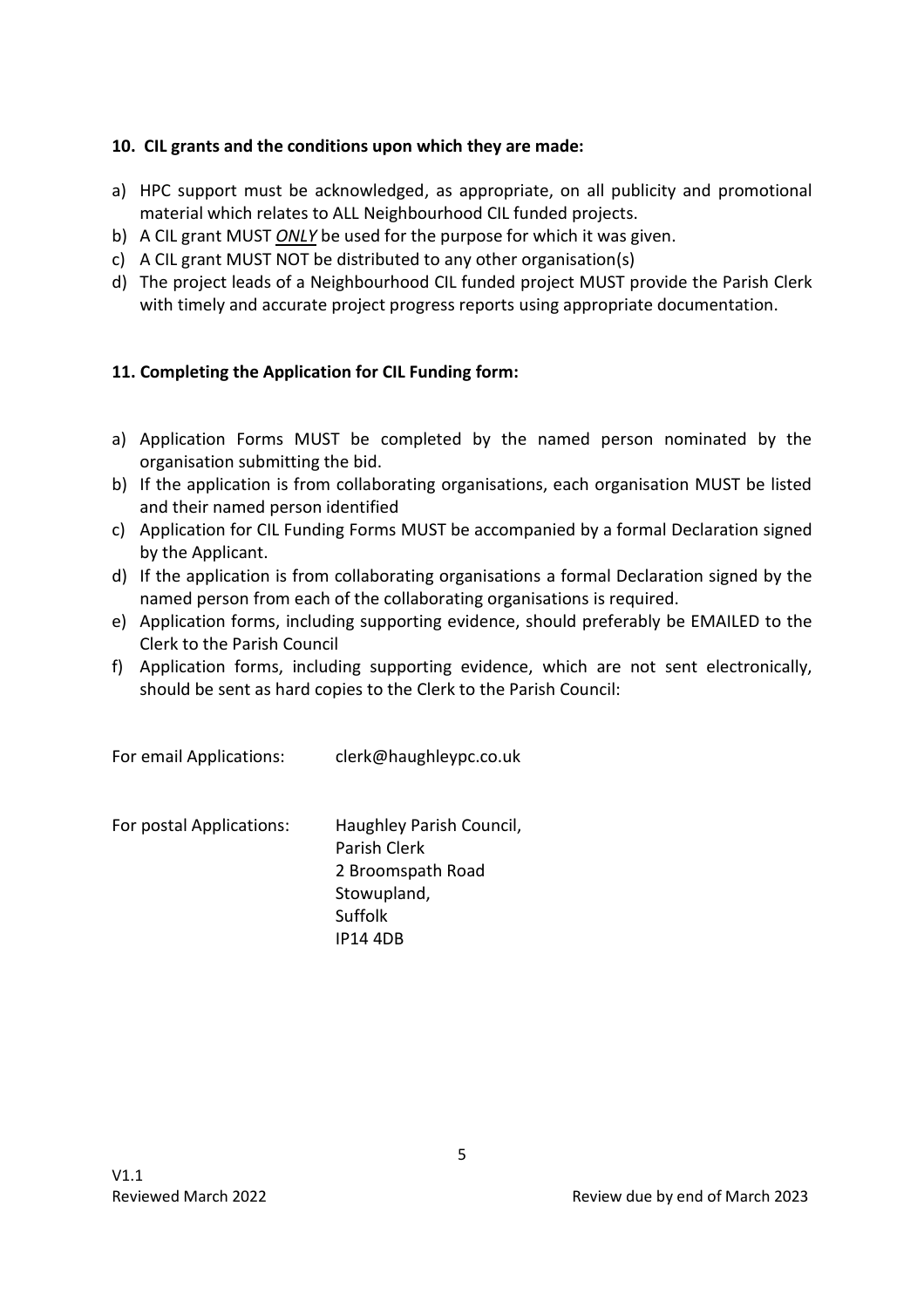## 10. CIL grants and the conditions upon which they are made:

a) HPC support must be acknowledged, as appropriate, on all publicity and promotional material which relates to ALL Neighbourhood CIL funded projects.
b) A CIL grant MUST ***ONLY*** be used for the purpose for which it was given.
c) A CIL grant MUST NOT be distributed to any other organisation(s)
d) The project leads of a Neighbourhood CIL funded project MUST provide the Parish Clerk with timely and accurate project progress reports using appropriate documentation.

## 11. Completing the Application for CIL Funding form:

a) Application Forms MUST be completed by the named person nominated by the organisation submitting the bid.
b) If the application is from collaborating organisations, each organisation MUST be listed and their named person identified
c) Application for CIL Funding Forms MUST be accompanied by a formal Declaration signed by the Applicant.
d) If the application is from collaborating organisations a formal Declaration signed by the named person from each of the collaborating organisations is required.
e) Application forms, including supporting evidence, should preferably be EMAILED to the Clerk to the Parish Council
f) Application forms, including supporting evidence, which are not sent electronically, should be sent as hard copies to the Clerk to the Parish Council:

For email Applications: clerk@haughleypc.co.uk

For postal Applications:
Haughley Parish Council,
Parish Clerk
2 Broomspath Road
Stowupland,
Suffolk
IP14 4DB

V1.1
Reviewed March 2022
Review due by end of March 2023